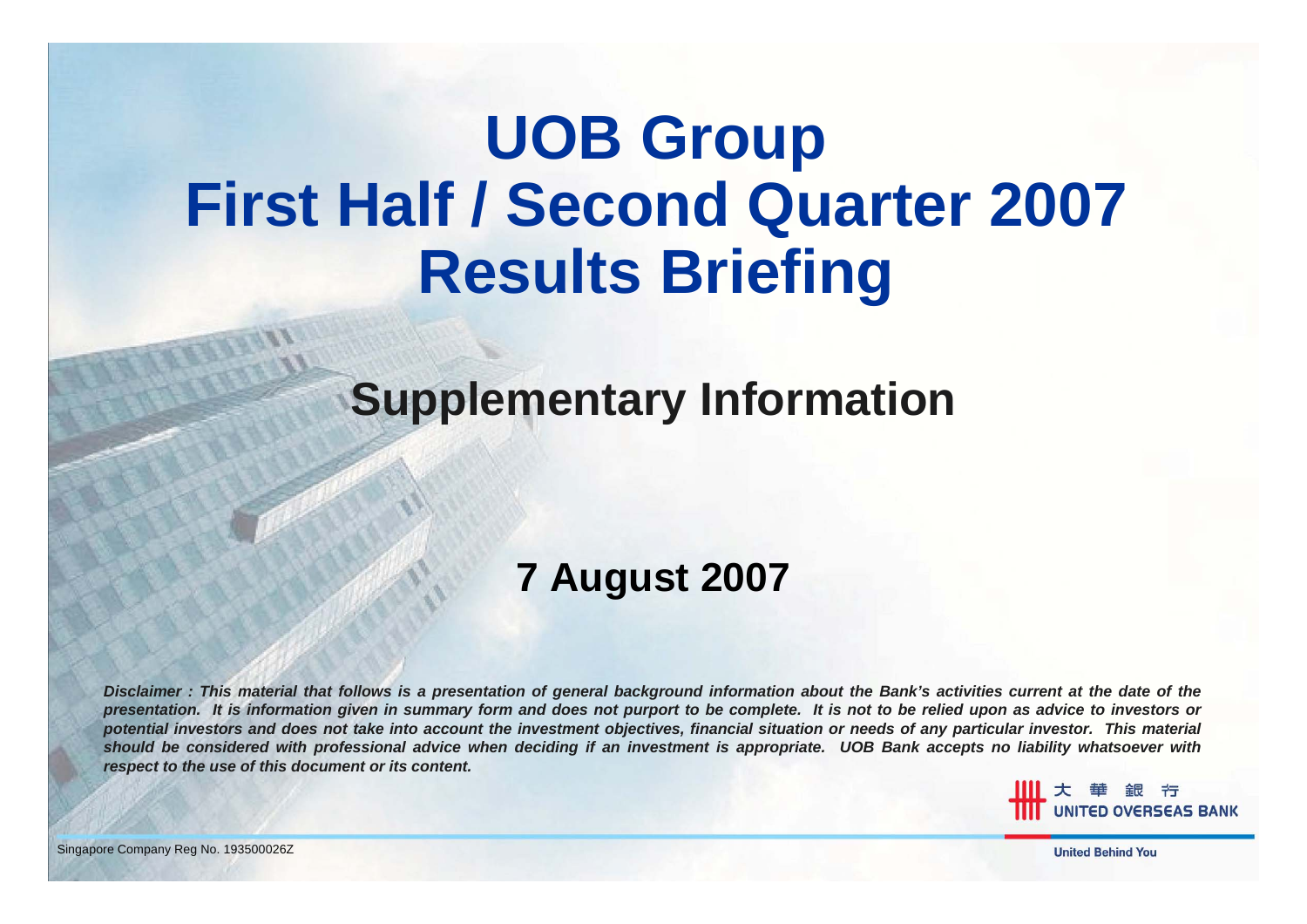# UOB Group First Half / Second Quarter 2007 Results Briefing

## Supplementary Information

### 7 August 2007

***Disclaimer : This material that follows is a presentation of general background information about the Bank's activities current at the date of the presentation. It is information given in summary form and does not purport to be complete. It is not to be relied upon as advice to investors or potential investors and does not take into account the investment objectives, financial situation or needs of any particular investor. This material should be considered with professional advice when deciding if an investment is appropriate. UOB Bank accepts no liability whatsoever with respect to the use of this document or its content.***

大華銀行 UNITED OVERSEAS BANK

United Behind You

Singapore Company Reg No. 193500026Z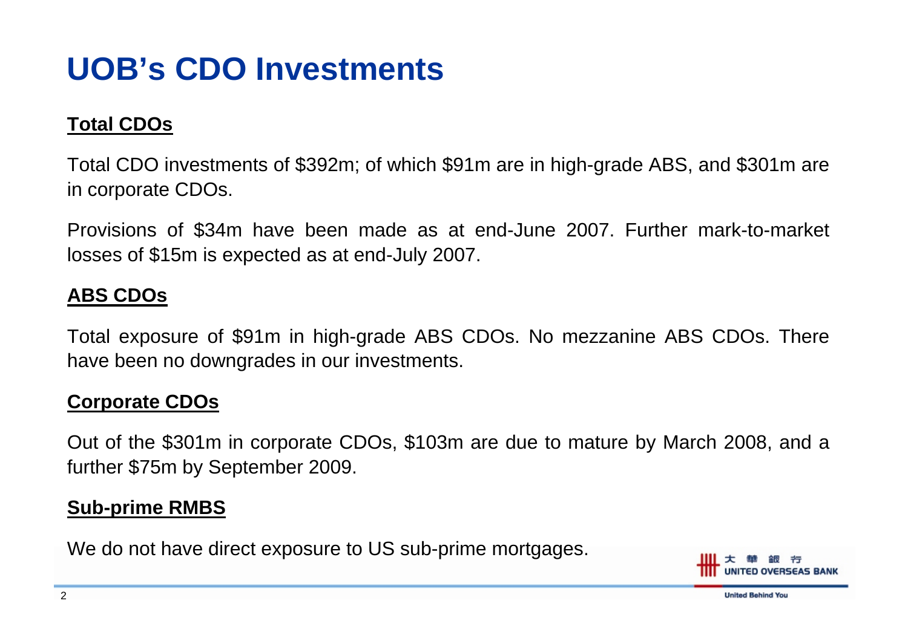# UOB's CDO Investments

## Total CDOs

Total CDO investments of $392m; of which $91m are in high-grade ABS, and $301m are in corporate CDOs.

Provisions of $34m have been made as at end-June 2007. Further mark-to-market losses of $15m is expected as at end-July 2007.

## ABS CDOs

Total exposure of $91m in high-grade ABS CDOs. No mezzanine ABS CDOs. There have been no downgrades in our investments.

## Corporate CDOs

Out of the $301m in corporate CDOs, $103m are due to mature by March 2008, and a further $75m by September 2009.

## Sub-prime RMBS

We do not have direct exposure to US sub-prime mortgages.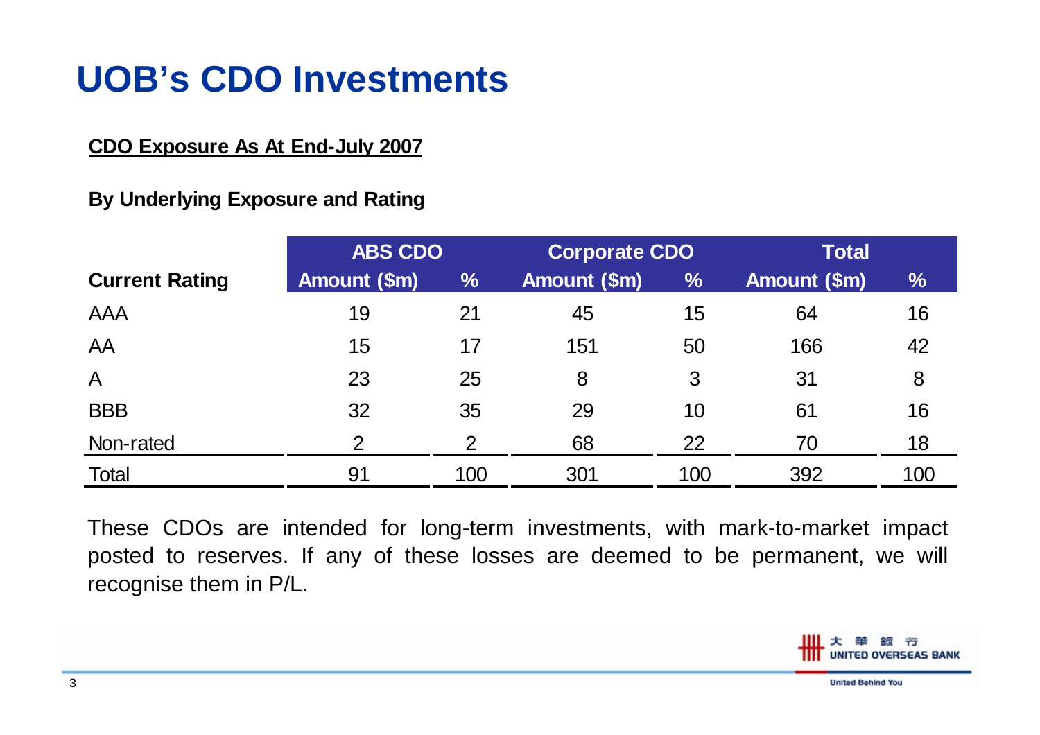# UOB's CDO Investments

**CDO Exposure As At End-July 2007**

**By Underlying Exposure and Rating**

| | ABS CDO | | Corporate CDO | | Total | |
|---|---|---|---|---|---|---|
| **Current Rating** | **Amount ($m)** | **%** | **Amount ($m)** | **%** | **Amount ($m)** | **%** |
| AAA | 19 | 21 | 45 | 15 | 64 | 16 |
| AA | 15 | 17 | 151 | 50 | 166 | 42 |
| A | 23 | 25 | 8 | 3 | 31 | 8 |
| BBB | 32 | 35 | 29 | 10 | 61 | 16 |
| Non-rated | 2 | 2 | 68 | 22 | 70 | 18 |
| Total | 91 | 100 | 301 | 100 | 392 | 100 |

These CDOs are intended for long-term investments, with mark-to-market impact posted to reserves. If any of these losses are deemed to be permanent, we will recognise them in P/L.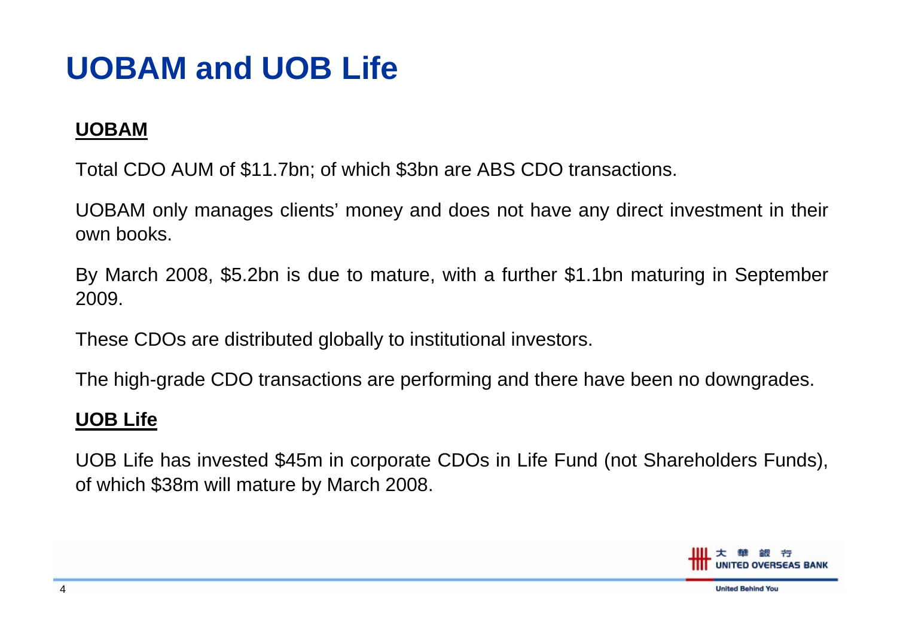# UOBAM and UOB Life

**UOBAM**

Total CDO AUM of $11.7bn; of which $3bn are ABS CDO transactions.

UOBAM only manages clients' money and does not have any direct investment in their own books.

By March 2008, $5.2bn is due to mature, with a further $1.1bn maturing in September 2009.

These CDOs are distributed globally to institutional investors.

The high-grade CDO transactions are performing and there have been no downgrades.

**UOB Life**

UOB Life has invested $45m in corporate CDOs in Life Fund (not Shareholders Funds), of which $38m will mature by March 2008.